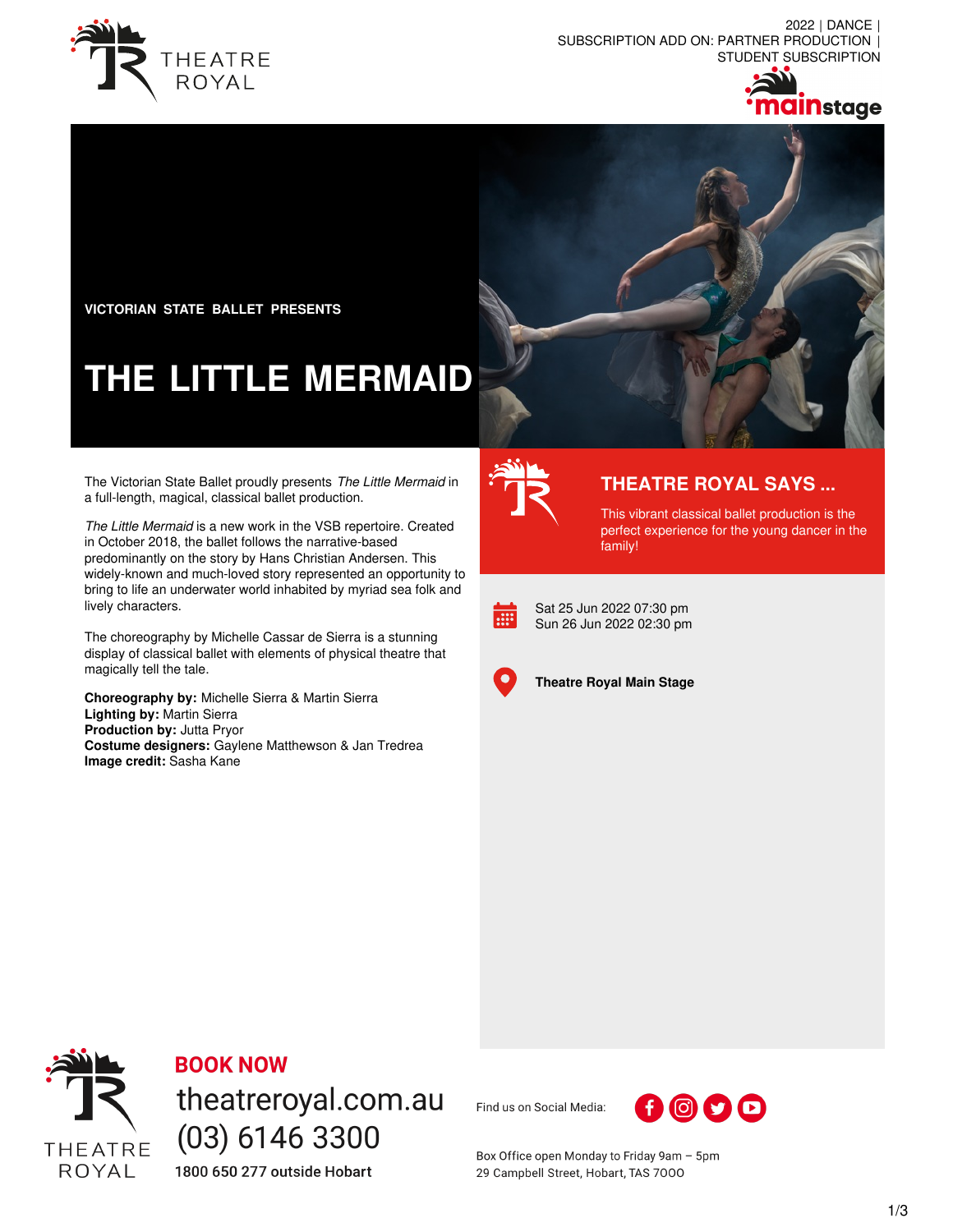2022 | DANCE | SUBSCRIPTION ADD ON: PARTNER PRODUCTION | STUDENT SUBSCRIPTION

**VICTORIAN STATE BALLET PRESENTS**

# THE LITTLE MERMAID

The Victorian State Ballet proudly presents *The Little Mermaid* in a full-length, magical, classical ballet production.

*The Little Mermaid* is a new work in the VSB repertoire. Created in October 2018, the ballet follows the narrative-based predominantly on the story by Hans Christian Andersen. This widely-known and much-loved story represented an opportunity to bring to life an underwater world inhabited by myriad sea folk and lively characters.

The choreography by Michelle Cassar de Sierra is a stunning display of classical ballet with elements of physical theatre that magically tell the tale.

**Choreography by:** Michelle Sierra & Martin Sierra
**Lighting by:** Martin Sierra
**Production by:** Jutta Pryor
**Costume designers:** Gaylene Matthewson & Jan Tredrea
**Image credit:** Sasha Kane

## THEATRE ROYAL SAYS ...

This vibrant classical ballet production is the perfect experience for the young dancer in the family!

Sat 25 Jun 2022 07:30 pm
Sun 26 Jun 2022 02:30 pm

**Theatre Royal Main Stage**

**BOOK NOW**
theatreroyal.com.au
(03) 6146 3300
1800 650 277 outside Hobart

Find us on Social Media:

Box Office open Monday to Friday 9am – 5pm
29 Campbell Street, Hobart, TAS 7000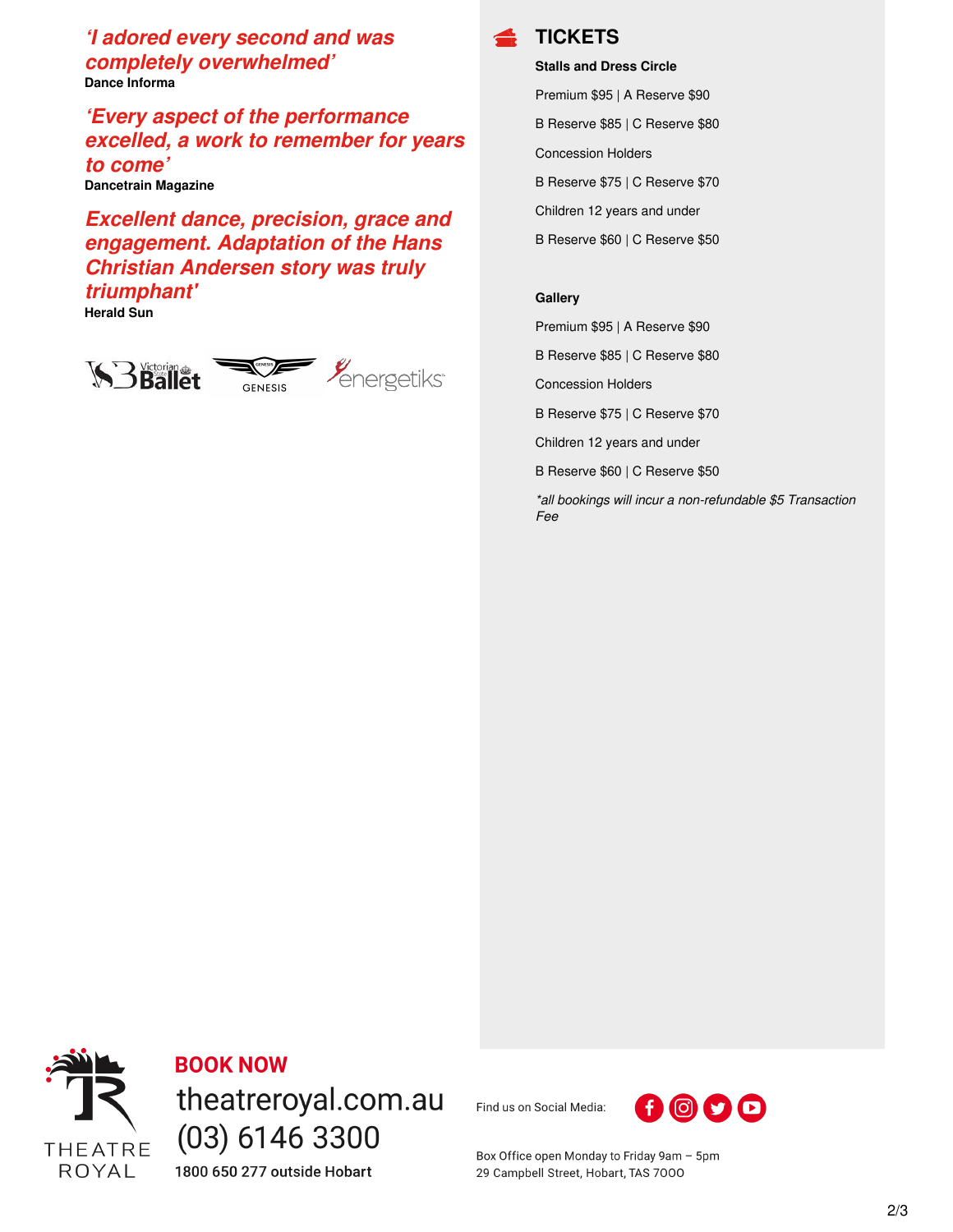***'I adored every second and was completely overwhelmed'***

**Dance Informa**

***'Every aspect of the performance excelled, a work to remember for years to come'***

**Dancetrain Magazine**

***Excellent dance, precision, grace and engagement. Adaptation of the Hans Christian Andersen story was truly triumphant'***

**Herald Sun**

## TICKETS

**Stalls and Dress Circle**

Premium $95 | A Reserve $90

B Reserve $85 | C Reserve $80

Concession Holders

B Reserve $75 | C Reserve $70

Children 12 years and under

B Reserve $60 | C Reserve $50

**Gallery**

Premium $95 | A Reserve $90

B Reserve $85 | C Reserve $80

Concession Holders

B Reserve $75 | C Reserve $70

Children 12 years and under

B Reserve $60 | C Reserve $50

*\*all bookings will incur a non-refundable $5 Transaction Fee*

**BOOK NOW**

theatreroyal.com.au

(03) 6146 3300

**1800 650 277 outside Hobart**

Find us on Social Media:

Box Office open Monday to Friday 9am – 5pm
29 Campbell Street, Hobart, TAS 7000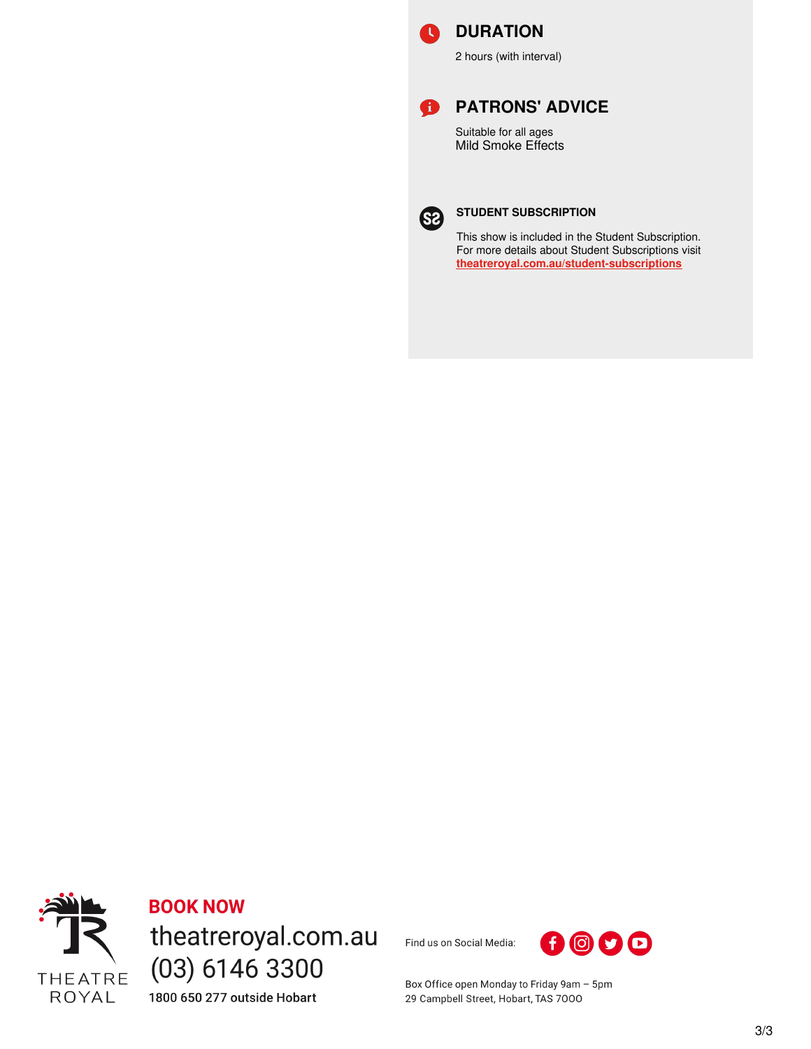## DURATION

2 hours (with interval)

## PATRONS' ADVICE

Suitable for all ages
Mild Smoke Effects

### STUDENT SUBSCRIPTION

This show is included in the Student Subscription.
For more details about Student Subscriptions visit
**theatreroyal.com.au/student-subscriptions**

THEATRE ROYAL

**BOOK NOW**

theatreroyal.com.au
(03) 6146 3300
**1800 650 277 outside Hobart**

Find us on Social Media:

Box Office open Monday to Friday 9am – 5pm
29 Campbell Street, Hobart, TAS 7000